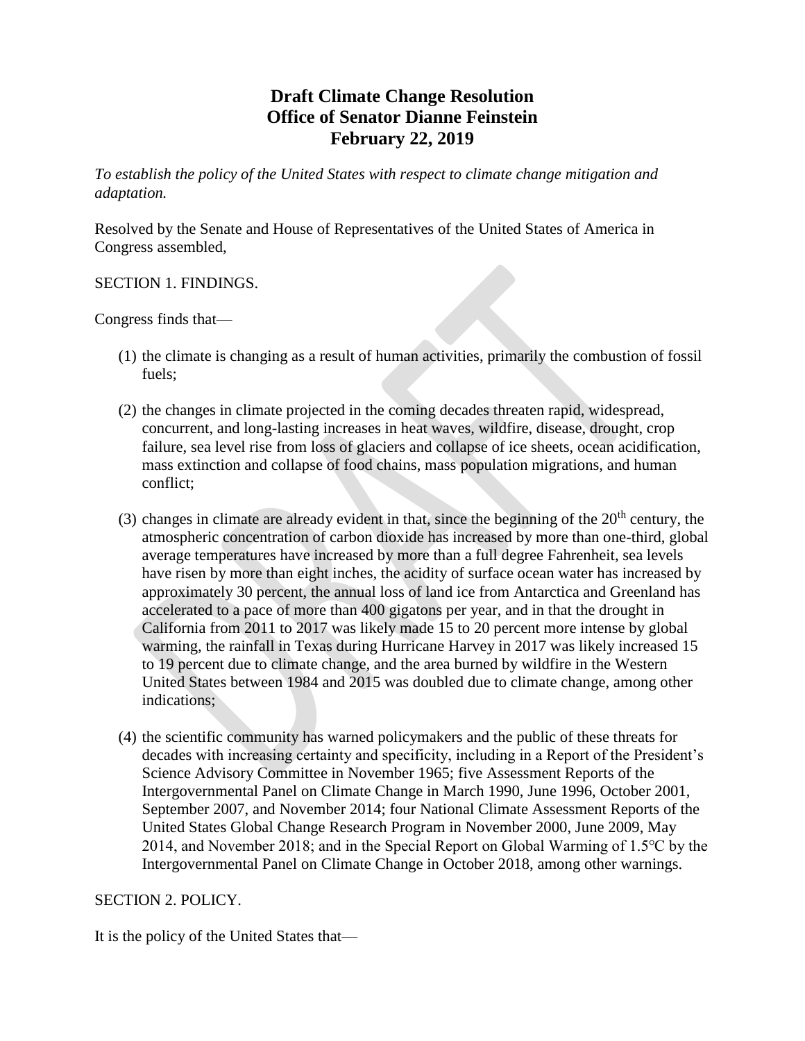# Draft Climate Change Resolution
# Office of Senator Dianne Feinstein
# February 22, 2019

*To establish the policy of the United States with respect to climate change mitigation and adaptation.*

Resolved by the Senate and House of Representatives of the United States of America in Congress assembled,

SECTION 1. FINDINGS.

Congress finds that—

(1) the climate is changing as a result of human activities, primarily the combustion of fossil fuels;

(2) the changes in climate projected in the coming decades threaten rapid, widespread, concurrent, and long-lasting increases in heat waves, wildfire, disease, drought, crop failure, sea level rise from loss of glaciers and collapse of ice sheets, ocean acidification, mass extinction and collapse of food chains, mass population migrations, and human conflict;

(3) changes in climate are already evident in that, since the beginning of the 20th century, the atmospheric concentration of carbon dioxide has increased by more than one-third, global average temperatures have increased by more than a full degree Fahrenheit, sea levels have risen by more than eight inches, the acidity of surface ocean water has increased by approximately 30 percent, the annual loss of land ice from Antarctica and Greenland has accelerated to a pace of more than 400 gigatons per year, and in that the drought in California from 2011 to 2017 was likely made 15 to 20 percent more intense by global warming, the rainfall in Texas during Hurricane Harvey in 2017 was likely increased 15 to 19 percent due to climate change, and the area burned by wildfire in the Western United States between 1984 and 2015 was doubled due to climate change, among other indications;

(4) the scientific community has warned policymakers and the public of these threats for decades with increasing certainty and specificity, including in a Report of the President's Science Advisory Committee in November 1965; five Assessment Reports of the Intergovernmental Panel on Climate Change in March 1990, June 1996, October 2001, September 2007, and November 2014; four National Climate Assessment Reports of the United States Global Change Research Program in November 2000, June 2009, May 2014, and November 2018; and in the Special Report on Global Warming of 1.5°C by the Intergovernmental Panel on Climate Change in October 2018, among other warnings.

SECTION 2. POLICY.

It is the policy of the United States that—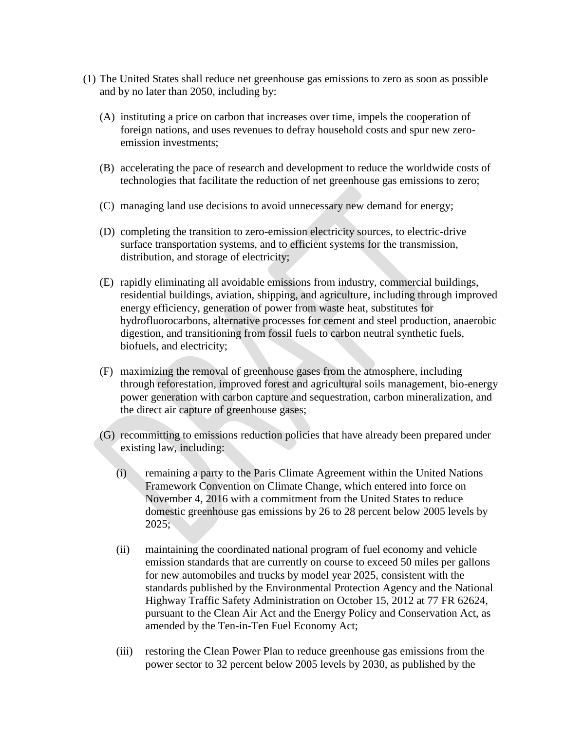(1) The United States shall reduce net greenhouse gas emissions to zero as soon as possible and by no later than 2050, including by:

   (A) instituting a price on carbon that increases over time, impels the cooperation of foreign nations, and uses revenues to defray household costs and spur new zero-emission investments;

   (B) accelerating the pace of research and development to reduce the worldwide costs of technologies that facilitate the reduction of net greenhouse gas emissions to zero;

   (C) managing land use decisions to avoid unnecessary new demand for energy;

   (D) completing the transition to zero-emission electricity sources, to electric-drive surface transportation systems, and to efficient systems for the transmission, distribution, and storage of electricity;

   (E) rapidly eliminating all avoidable emissions from industry, commercial buildings, residential buildings, aviation, shipping, and agriculture, including through improved energy efficiency, generation of power from waste heat, substitutes for hydrofluorocarbons, alternative processes for cement and steel production, anaerobic digestion, and transitioning from fossil fuels to carbon neutral synthetic fuels, biofuels, and electricity;

   (F) maximizing the removal of greenhouse gases from the atmosphere, including through reforestation, improved forest and agricultural soils management, bio-energy power generation with carbon capture and sequestration, carbon mineralization, and the direct air capture of greenhouse gases;

   (G) recommitting to emissions reduction policies that have already been prepared under existing law, including:

      (i) remaining a party to the Paris Climate Agreement within the United Nations Framework Convention on Climate Change, which entered into force on November 4, 2016 with a commitment from the United States to reduce domestic greenhouse gas emissions by 26 to 28 percent below 2005 levels by 2025;

      (ii) maintaining the coordinated national program of fuel economy and vehicle emission standards that are currently on course to exceed 50 miles per gallons for new automobiles and trucks by model year 2025, consistent with the standards published by the Environmental Protection Agency and the National Highway Traffic Safety Administration on October 15, 2012 at 77 FR 62624, pursuant to the Clean Air Act and the Energy Policy and Conservation Act, as amended by the Ten-in-Ten Fuel Economy Act;

      (iii) restoring the Clean Power Plan to reduce greenhouse gas emissions from the power sector to 32 percent below 2005 levels by 2030, as published by the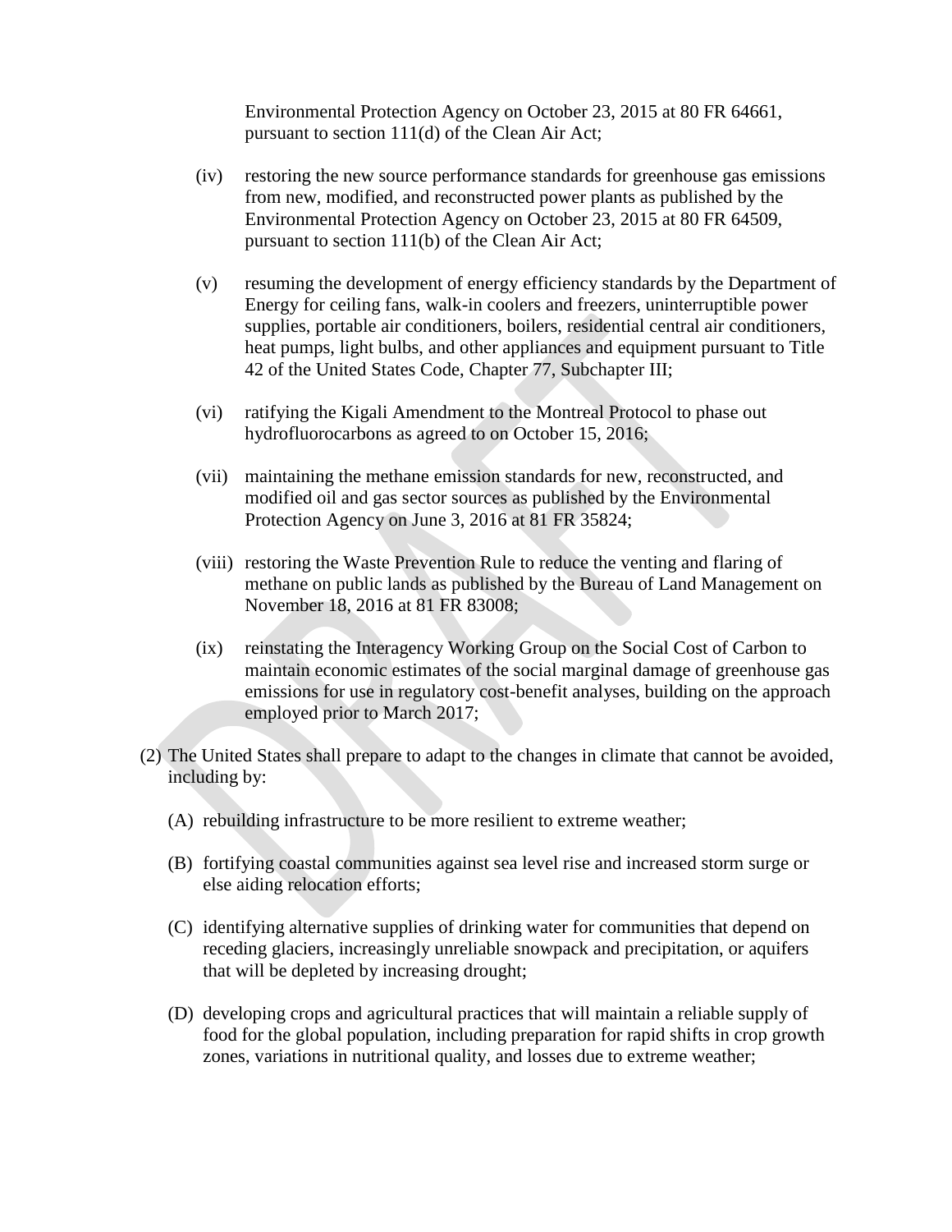Environmental Protection Agency on October 23, 2015 at 80 FR 64661, pursuant to section 111(d) of the Clean Air Act;

(iv) restoring the new source performance standards for greenhouse gas emissions from new, modified, and reconstructed power plants as published by the Environmental Protection Agency on October 23, 2015 at 80 FR 64509, pursuant to section 111(b) of the Clean Air Act;

(v) resuming the development of energy efficiency standards by the Department of Energy for ceiling fans, walk-in coolers and freezers, uninterruptible power supplies, portable air conditioners, boilers, residential central air conditioners, heat pumps, light bulbs, and other appliances and equipment pursuant to Title 42 of the United States Code, Chapter 77, Subchapter III;

(vi) ratifying the Kigali Amendment to the Montreal Protocol to phase out hydrofluorocarbons as agreed to on October 15, 2016;

(vii) maintaining the methane emission standards for new, reconstructed, and modified oil and gas sector sources as published by the Environmental Protection Agency on June 3, 2016 at 81 FR 35824;

(viii) restoring the Waste Prevention Rule to reduce the venting and flaring of methane on public lands as published by the Bureau of Land Management on November 18, 2016 at 81 FR 83008;

(ix) reinstating the Interagency Working Group on the Social Cost of Carbon to maintain economic estimates of the social marginal damage of greenhouse gas emissions for use in regulatory cost-benefit analyses, building on the approach employed prior to March 2017;

(2) The United States shall prepare to adapt to the changes in climate that cannot be avoided, including by:

(A) rebuilding infrastructure to be more resilient to extreme weather;

(B) fortifying coastal communities against sea level rise and increased storm surge or else aiding relocation efforts;

(C) identifying alternative supplies of drinking water for communities that depend on receding glaciers, increasingly unreliable snowpack and precipitation, or aquifers that will be depleted by increasing drought;

(D) developing crops and agricultural practices that will maintain a reliable supply of food for the global population, including preparation for rapid shifts in crop growth zones, variations in nutritional quality, and losses due to extreme weather;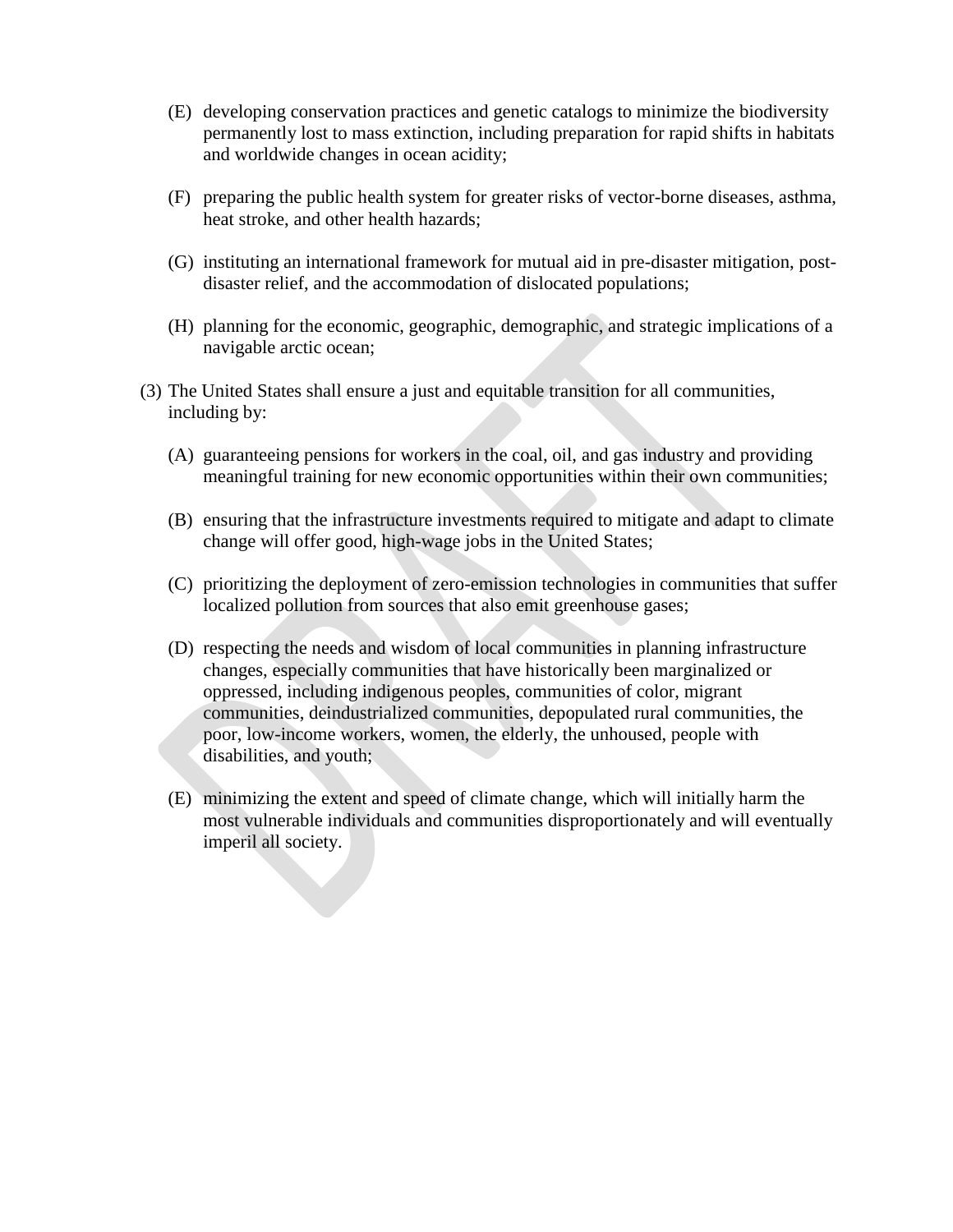(E) developing conservation practices and genetic catalogs to minimize the biodiversity permanently lost to mass extinction, including preparation for rapid shifts in habitats and worldwide changes in ocean acidity;

(F) preparing the public health system for greater risks of vector-borne diseases, asthma, heat stroke, and other health hazards;

(G) instituting an international framework for mutual aid in pre-disaster mitigation, post-disaster relief, and the accommodation of dislocated populations;

(H) planning for the economic, geographic, demographic, and strategic implications of a navigable arctic ocean;

(3) The United States shall ensure a just and equitable transition for all communities, including by:

(A) guaranteeing pensions for workers in the coal, oil, and gas industry and providing meaningful training for new economic opportunities within their own communities;

(B) ensuring that the infrastructure investments required to mitigate and adapt to climate change will offer good, high-wage jobs in the United States;

(C) prioritizing the deployment of zero-emission technologies in communities that suffer localized pollution from sources that also emit greenhouse gases;

(D) respecting the needs and wisdom of local communities in planning infrastructure changes, especially communities that have historically been marginalized or oppressed, including indigenous peoples, communities of color, migrant communities, deindustrialized communities, depopulated rural communities, the poor, low-income workers, women, the elderly, the unhoused, people with disabilities, and youth;

(E) minimizing the extent and speed of climate change, which will initially harm the most vulnerable individuals and communities disproportionately and will eventually imperil all society.